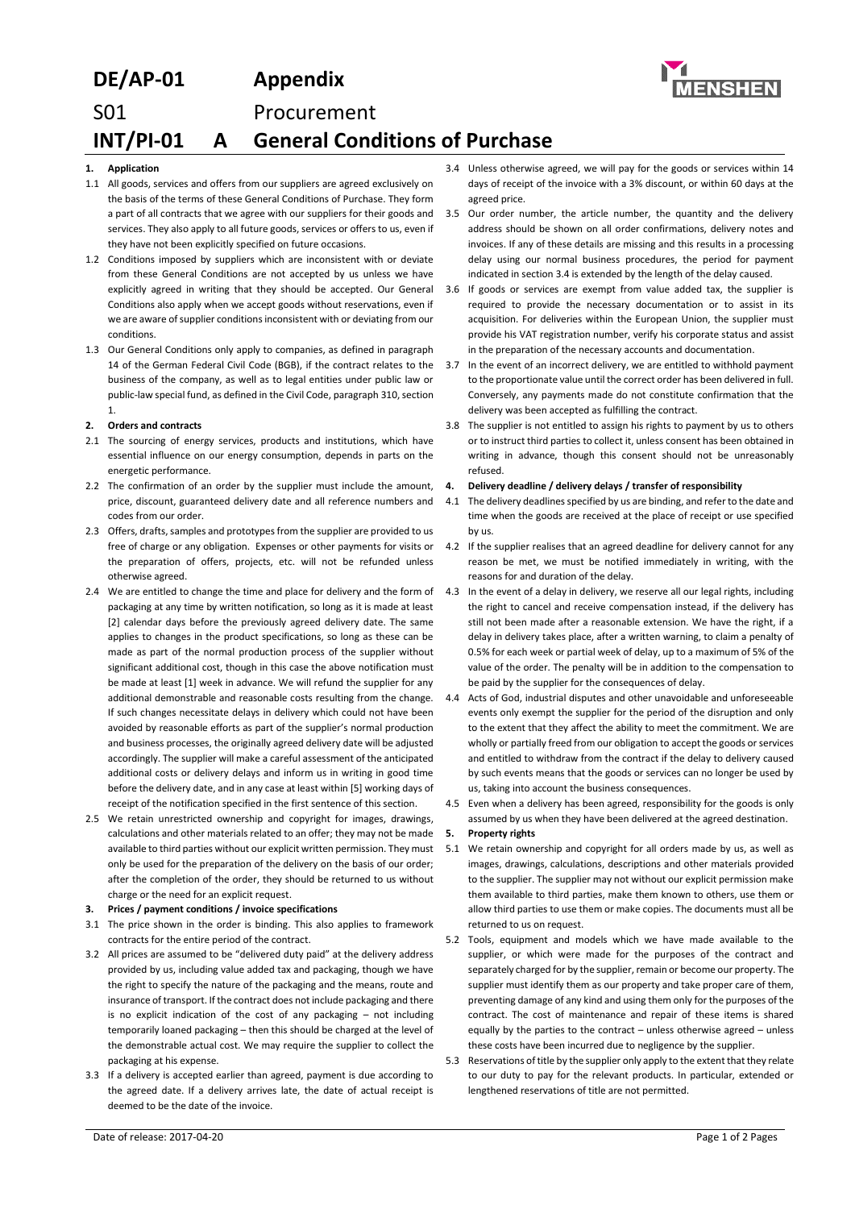# DE/AP-01 Appendix

## S01 Procurement

## INT/PI-01 A General Conditions of Purchase

**1. Application**

1.1 All goods, services and offers from our suppliers are agreed exclusively on the basis of the terms of these General Conditions of Purchase. They form a part of all contracts that we agree with our suppliers for their goods and services. They also apply to all future goods, services or offers to us, even if they have not been explicitly specified on future occasions.

1.2 Conditions imposed by suppliers which are inconsistent with or deviate from these General Conditions are not accepted by us unless we have explicitly agreed in writing that they should be accepted. Our General Conditions also apply when we accept goods without reservations, even if we are aware of supplier conditions inconsistent with or deviating from our conditions.

1.3 Our General Conditions only apply to companies, as defined in paragraph 14 of the German Federal Civil Code (BGB), if the contract relates to the business of the company, as well as to legal entities under public law or public-law special fund, as defined in the Civil Code, paragraph 310, section 1.

**2. Orders and contracts**

2.1 The sourcing of energy services, products and institutions, which have essential influence on our energy consumption, depends in parts on the energetic performance.

2.2 The confirmation of an order by the supplier must include the amount, price, discount, guaranteed delivery date and all reference numbers and codes from our order.

2.3 Offers, drafts, samples and prototypes from the supplier are provided to us free of charge or any obligation. Expenses or other payments for visits or the preparation of offers, projects, etc. will not be refunded unless otherwise agreed.

2.4 We are entitled to change the time and place for delivery and the form of packaging at any time by written notification, so long as it is made at least [2] calendar days before the previously agreed delivery date. The same applies to changes in the product specifications, so long as these can be made as part of the normal production process of the supplier without significant additional cost, though in this case the above notification must be made at least [1] week in advance. We will refund the supplier for any additional demonstrable and reasonable costs resulting from the change. If such changes necessitate delays in delivery which could not have been avoided by reasonable efforts as part of the supplier's normal production and business processes, the originally agreed delivery date will be adjusted accordingly. The supplier will make a careful assessment of the anticipated additional costs or delivery delays and inform us in writing in good time before the delivery date, and in any case at least within [5] working days of receipt of the notification specified in the first sentence of this section.

2.5 We retain unrestricted ownership and copyright for images, drawings, calculations and other materials related to an offer; they may not be made available to third parties without our explicit written permission. They must only be used for the preparation of the delivery on the basis of our order; after the completion of the order, they should be returned to us without charge or the need for an explicit request.

**3. Prices / payment conditions / invoice specifications**

3.1 The price shown in the order is binding. This also applies to framework contracts for the entire period of the contract.

3.2 All prices are assumed to be "delivered duty paid" at the delivery address provided by us, including value added tax and packaging, though we have the right to specify the nature of the packaging and the means, route and insurance of transport. If the contract does not include packaging and there is no explicit indication of the cost of any packaging – not including temporarily loaned packaging – then this should be charged at the level of the demonstrable actual cost. We may require the supplier to collect the packaging at his expense.

3.3 If a delivery is accepted earlier than agreed, payment is due according to the agreed date. If a delivery arrives late, the date of actual receipt is deemed to be the date of the invoice.

3.4 Unless otherwise agreed, we will pay for the goods or services within 14 days of receipt of the invoice with a 3% discount, or within 60 days at the agreed price.

3.5 Our order number, the article number, the quantity and the delivery address should be shown on all order confirmations, delivery notes and invoices. If any of these details are missing and this results in a processing delay using our normal business procedures, the period for payment indicated in section 3.4 is extended by the length of the delay caused.

3.6 If goods or services are exempt from value added tax, the supplier is required to provide the necessary documentation or to assist in its acquisition. For deliveries within the European Union, the supplier must provide his VAT registration number, verify his corporate status and assist in the preparation of the necessary accounts and documentation.

3.7 In the event of an incorrect delivery, we are entitled to withhold payment to the proportionate value until the correct order has been delivered in full. Conversely, any payments made do not constitute confirmation that the delivery was been accepted as fulfilling the contract.

3.8 The supplier is not entitled to assign his rights to payment by us to others or to instruct third parties to collect it, unless consent has been obtained in writing in advance, though this consent should not be unreasonably refused.

**4. Delivery deadline / delivery delays / transfer of responsibility**

4.1 The delivery deadlines specified by us are binding, and refer to the date and time when the goods are received at the place of receipt or use specified by us.

4.2 If the supplier realises that an agreed deadline for delivery cannot for any reason be met, we must be notified immediately in writing, with the reasons for and duration of the delay.

4.3 In the event of a delay in delivery, we reserve all our legal rights, including the right to cancel and receive compensation instead, if the delivery has still not been made after a reasonable extension. We have the right, if a delay in delivery takes place, after a written warning, to claim a penalty of 0.5% for each week or partial week of delay, up to a maximum of 5% of the value of the order. The penalty will be in addition to the compensation to be paid by the supplier for the consequences of delay.

4.4 Acts of God, industrial disputes and other unavoidable and unforeseeable events only exempt the supplier for the period of the disruption and only to the extent that they affect the ability to meet the commitment. We are wholly or partially freed from our obligation to accept the goods or services and entitled to withdraw from the contract if the delay to delivery caused by such events means that the goods or services can no longer be used by us, taking into account the business consequences.

4.5 Even when a delivery has been agreed, responsibility for the goods is only assumed by us when they have been delivered at the agreed destination.

**5. Property rights**

5.1 We retain ownership and copyright for all orders made by us, as well as images, drawings, calculations, descriptions and other materials provided to the supplier. The supplier may not without our explicit permission make them available to third parties, make them known to others, use them or allow third parties to use them or make copies. The documents must all be returned to us on request.

5.2 Tools, equipment and models which we have made available to the supplier, or which were made for the purposes of the contract and separately charged for by the supplier, remain or become our property. The supplier must identify them as our property and take proper care of them, preventing damage of any kind and using them only for the purposes of the contract. The cost of maintenance and repair of these items is shared equally by the parties to the contract – unless otherwise agreed – unless these costs have been incurred due to negligence by the supplier.

5.3 Reservations of title by the supplier only apply to the extent that they relate to our duty to pay for the relevant products. In particular, extended or lengthened reservations of title are not permitted.

Date of release: 2017-04-20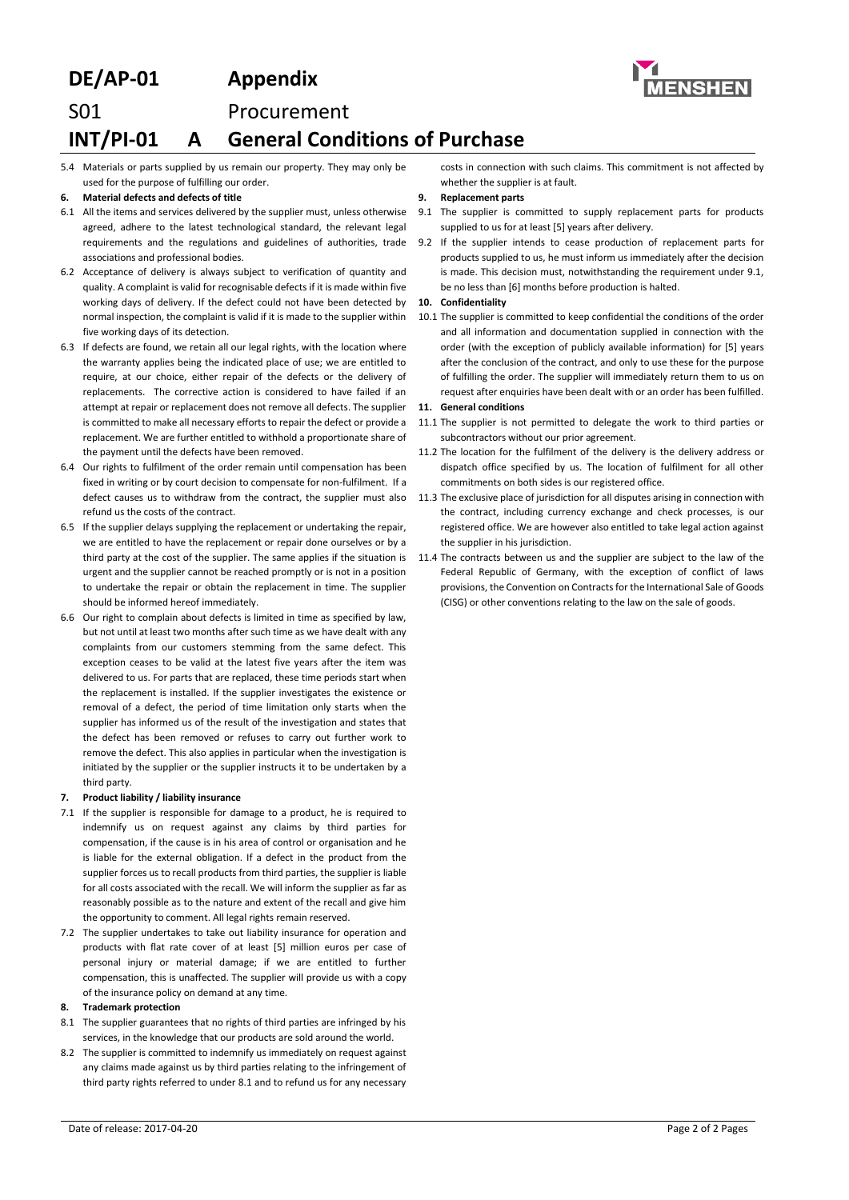5.4 Materials or parts supplied by us remain our property. They may only be used for the purpose of fulfilling our order.

**6. Material defects and defects of title**

6.1 All the items and services delivered by the supplier must, unless otherwise agreed, adhere to the latest technological standard, the relevant legal requirements and the regulations and guidelines of authorities, trade associations and professional bodies.

6.2 Acceptance of delivery is always subject to verification of quantity and quality. A complaint is valid for recognisable defects if it is made within five working days of delivery. If the defect could not have been detected by normal inspection, the complaint is valid if it is made to the supplier within five working days of its detection.

6.3 If defects are found, we retain all our legal rights, with the location where the warranty applies being the indicated place of use; we are entitled to require, at our choice, either repair of the defects or the delivery of replacements. The corrective action is considered to have failed if an attempt at repair or replacement does not remove all defects. The supplier is committed to make all necessary efforts to repair the defect or provide a replacement. We are further entitled to withhold a proportionate share of the payment until the defects have been removed.

6.4 Our rights to fulfilment of the order remain until compensation has been fixed in writing or by court decision to compensate for non-fulfilment. If a defect causes us to withdraw from the contract, the supplier must also refund us the costs of the contract.

6.5 If the supplier delays supplying the replacement or undertaking the repair, we are entitled to have the replacement or repair done ourselves or by a third party at the cost of the supplier. The same applies if the situation is urgent and the supplier cannot be reached promptly or is not in a position to undertake the repair or obtain the replacement in time. The supplier should be informed hereof immediately.

6.6 Our right to complain about defects is limited in time as specified by law, but not until at least two months after such time as we have dealt with any complaints from our customers stemming from the same defect. This exception ceases to be valid at the latest five years after the item was delivered to us. For parts that are replaced, these time periods start when the replacement is installed. If the supplier investigates the existence or removal of a defect, the period of time limitation only starts when the supplier has informed us of the result of the investigation and states that the defect has been removed or refuses to carry out further work to remove the defect. This also applies in particular when the investigation is initiated by the supplier or the supplier instructs it to be undertaken by a third party.

**7. Product liability / liability insurance**

7.1 If the supplier is responsible for damage to a product, he is required to indemnify us on request against any claims by third parties for compensation, if the cause is in his area of control or organisation and he is liable for the external obligation. If a defect in the product from the supplier forces us to recall products from third parties, the supplier is liable for all costs associated with the recall. We will inform the supplier as far as reasonably possible as to the nature and extent of the recall and give him the opportunity to comment. All legal rights remain reserved.

7.2 The supplier undertakes to take out liability insurance for operation and products with flat rate cover of at least [5] million euros per case of personal injury or material damage; if we are entitled to further compensation, this is unaffected. The supplier will provide us with a copy of the insurance policy on demand at any time.

**8. Trademark protection**

8.1 The supplier guarantees that no rights of third parties are infringed by his services, in the knowledge that our products are sold around the world.

8.2 The supplier is committed to indemnify us immediately on request against any claims made against us by third parties relating to the infringement of third party rights referred to under 8.1 and to refund us for any necessary costs in connection with such claims. This commitment is not affected by whether the supplier is at fault.

**9. Replacement parts**

9.1 The supplier is committed to supply replacement parts for products supplied to us for at least [5] years after delivery.

9.2 If the supplier intends to cease production of replacement parts for products supplied to us, he must inform us immediately after the decision is made. This decision must, notwithstanding the requirement under 9.1, be no less than [6] months before production is halted.

**10. Confidentiality**

10.1 The supplier is committed to keep confidential the conditions of the order and all information and documentation supplied in connection with the order (with the exception of publicly available information) for [5] years after the conclusion of the contract, and only to use these for the purpose of fulfilling the order. The supplier will immediately return them to us on request after enquiries have been dealt with or an order has been fulfilled.

**11. General conditions**

11.1 The supplier is not permitted to delegate the work to third parties or subcontractors without our prior agreement.

11.2 The location for the fulfilment of the delivery is the delivery address or dispatch office specified by us. The location of fulfilment for all other commitments on both sides is our registered office.

11.3 The exclusive place of jurisdiction for all disputes arising in connection with the contract, including currency exchange and check processes, is our registered office. We are however also entitled to take legal action against the supplier in his jurisdiction.

11.4 The contracts between us and the supplier are subject to the law of the Federal Republic of Germany, with the exception of conflict of laws provisions, the Convention on Contracts for the International Sale of Goods (CISG) or other conventions relating to the law on the sale of goods.